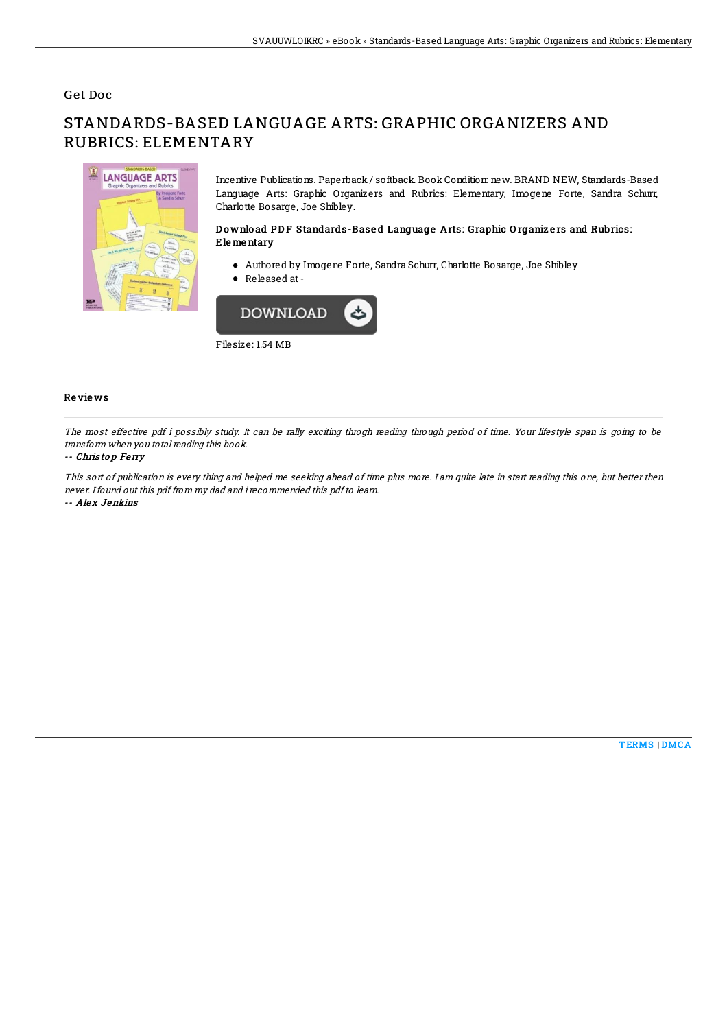Get Doc

# STANDARDS-BASED LANGUAGE ARTS: GRAPHIC ORGANIZERS AND RUBRICS: ELEMENTARY

Incentive Publications. Paperback / softback. Book Condition: new. BRAND NEW, Standards-Based Language Arts: Graphic Organizers and Rubrics: Elementary, Imogene Forte, Sandra Schurr, Charlotte Bosarge, Joe Shibley.

### Download PDF Standards-Based Language Arts: Graphic Organizers and Rubrics: Elementary

- Authored by Imogene Forte, Sandra Schurr, Charlotte Bosarge, Joe Shibley
- Released at -

DOWNLOAD

Filesize: 1.54 MB

## Reviews

*The most effective pdf i possibly study. It can be rally exciting throgh reading through period of time. Your lifestyle span is going to be transform when you total reading this book.*

-- ***Christop Ferry***

*This sort of publication is every thing and helped me seeking ahead of time plus more. I am quite late in start reading this one, but better then never. I found out this pdf from my dad and i recommended this pdf to learn.*

-- ***Alex Jenkins***

TERMS | DMCA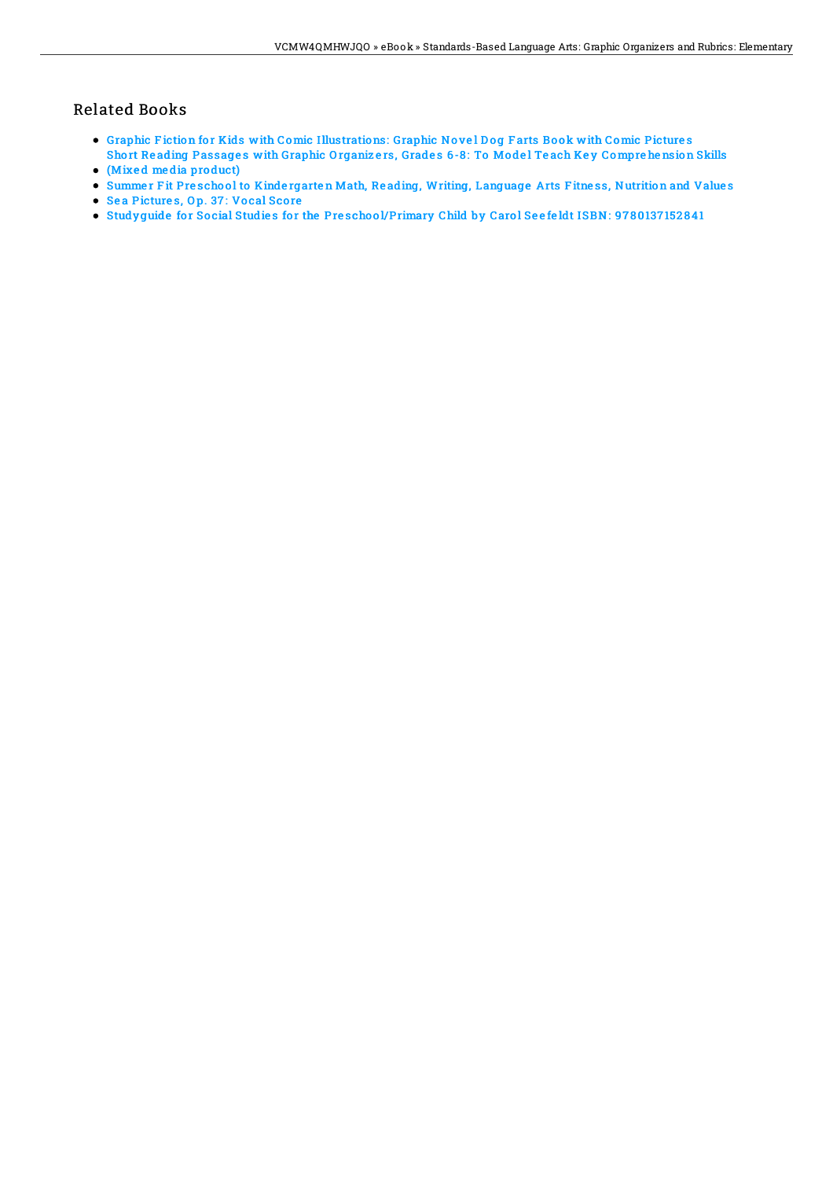## Related Books

- Graphic Fiction for Kids with Comic Illustrations: Graphic Novel Dog Farts Book with Comic Pictures
  Short Reading Passages with Graphic Organizers, Grades 6-8: To Model Teach Key Comprehension Skills
- (Mixed media product)
- Summer Fit Preschool to Kindergarten Math, Reading, Writing, Language Arts Fitness, Nutrition and Values
- Sea Pictures, Op. 37: Vocal Score
- Studyguide for Social Studies for the Preschool/Primary Child by Carol Seefeldt ISBN: 9780137152841